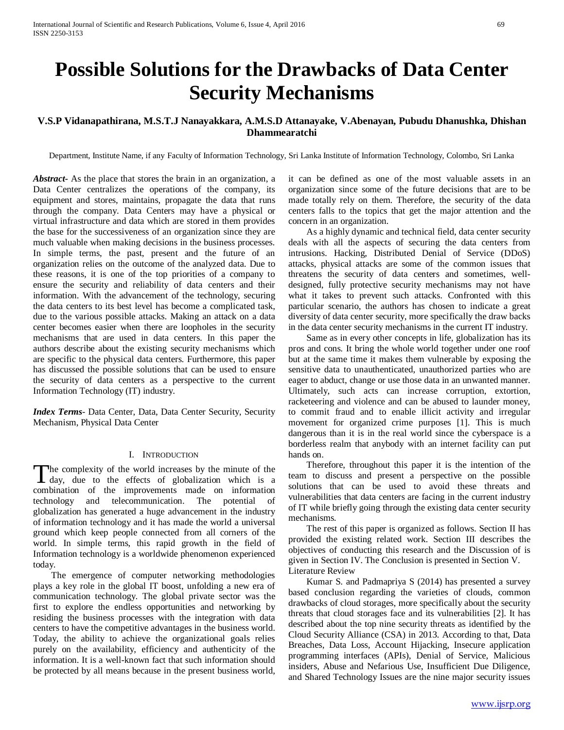# Possible Solutions for the Drawbacks of Data Center Security Mechanisms

**V.S.P Vidanapathirana, M.S.T.J Nanayakkara, A.M.S.D Attanayake, V.Abenayan, Pubudu Dhanushka, Dhishan Dhammearatchi**

Department, Institute Name, if any Faculty of Information Technology, Sri Lanka Institute of Information Technology, Colombo, Sri Lanka

***Abstract-*** As the place that stores the brain in an organization, a Data Center centralizes the operations of the company, its equipment and stores, maintains, propagate the data that runs through the company. Data Centers may have a physical or virtual infrastructure and data which are stored in them provides the base for the successiveness of an organization since they are much valuable when making decisions in the business processes. In simple terms, the past, present and the future of an organization relies on the outcome of the analyzed data. Due to these reasons, it is one of the top priorities of a company to ensure the security and reliability of data centers and their information. With the advancement of the technology, securing the data centers to its best level has become a complicated task, due to the various possible attacks. Making an attack on a data center becomes easier when there are loopholes in the security mechanisms that are used in data centers. In this paper the authors describe about the existing security mechanisms which are specific to the physical data centers. Furthermore, this paper has discussed the possible solutions that can be used to ensure the security of data centers as a perspective to the current Information Technology (IT) industry.

***Index Terms*-** Data Center, Data, Data Center Security, Security Mechanism, Physical Data Center

## I. Introduction

The complexity of the world increases by the minute of the day, due to the effects of globalization which is a combination of the improvements made on information technology and telecommunication. The potential of globalization has generated a huge advancement in the industry of information technology and it has made the world a universal ground which keep people connected from all corners of the world. In simple terms, this rapid growth in the field of Information technology is a worldwide phenomenon experienced today.

The emergence of computer networking methodologies plays a key role in the global IT boost, unfolding a new era of communication technology. The global private sector was the first to explore the endless opportunities and networking by residing the business processes with the integration with data centers to have the competitive advantages in the business world. Today, the ability to achieve the organizational goals relies purely on the availability, efficiency and authenticity of the information. It is a well-known fact that such information should be protected by all means because in the present business world, it can be defined as one of the most valuable assets in an organization since some of the future decisions that are to be made totally rely on them. Therefore, the security of the data centers falls to the topics that get the major attention and the concern in an organization.

As a highly dynamic and technical field, data center security deals with all the aspects of securing the data centers from intrusions. Hacking, Distributed Denial of Service (DDoS) attacks, physical attacks are some of the common issues that threatens the security of data centers and sometimes, well-designed, fully protective security mechanisms may not have what it takes to prevent such attacks. Confronted with this particular scenario, the authors has chosen to indicate a great diversity of data center security, more specifically the draw backs in the data center security mechanisms in the current IT industry.

Same as in every other concepts in life, globalization has its pros and cons. It bring the whole world together under one roof but at the same time it makes them vulnerable by exposing the sensitive data to unauthenticated, unauthorized parties who are eager to abduct, change or use those data in an unwanted manner. Ultimately, such acts can increase corruption, extortion, racketeering and violence and can be abused to launder money, to commit fraud and to enable illicit activity and irregular movement for organized crime purposes [1]. This is much dangerous than it is in the real world since the cyberspace is a borderless realm that anybody with an internet facility can put hands on.

Therefore, throughout this paper it is the intention of the team to discuss and present a perspective on the possible solutions that can be used to avoid these threats and vulnerabilities that data centers are facing in the current industry of IT while briefly going through the existing data center security mechanisms.

The rest of this paper is organized as follows. Section II has provided the existing related work. Section III describes the objectives of conducting this research and the Discussion of is given in Section IV. The Conclusion is presented in Section V.

Literature Review

Kumar S. and Padmapriya S (2014) has presented a survey based conclusion regarding the varieties of clouds, common drawbacks of cloud storages, more specifically about the security threats that cloud storages face and its vulnerabilities [2]. It has described about the top nine security threats as identified by the Cloud Security Alliance (CSA) in 2013. According to that, Data Breaches, Data Loss, Account Hijacking, Insecure application programming interfaces (APIs), Denial of Service, Malicious insiders, Abuse and Nefarious Use, Insufficient Due Diligence, and Shared Technology Issues are the nine major security issues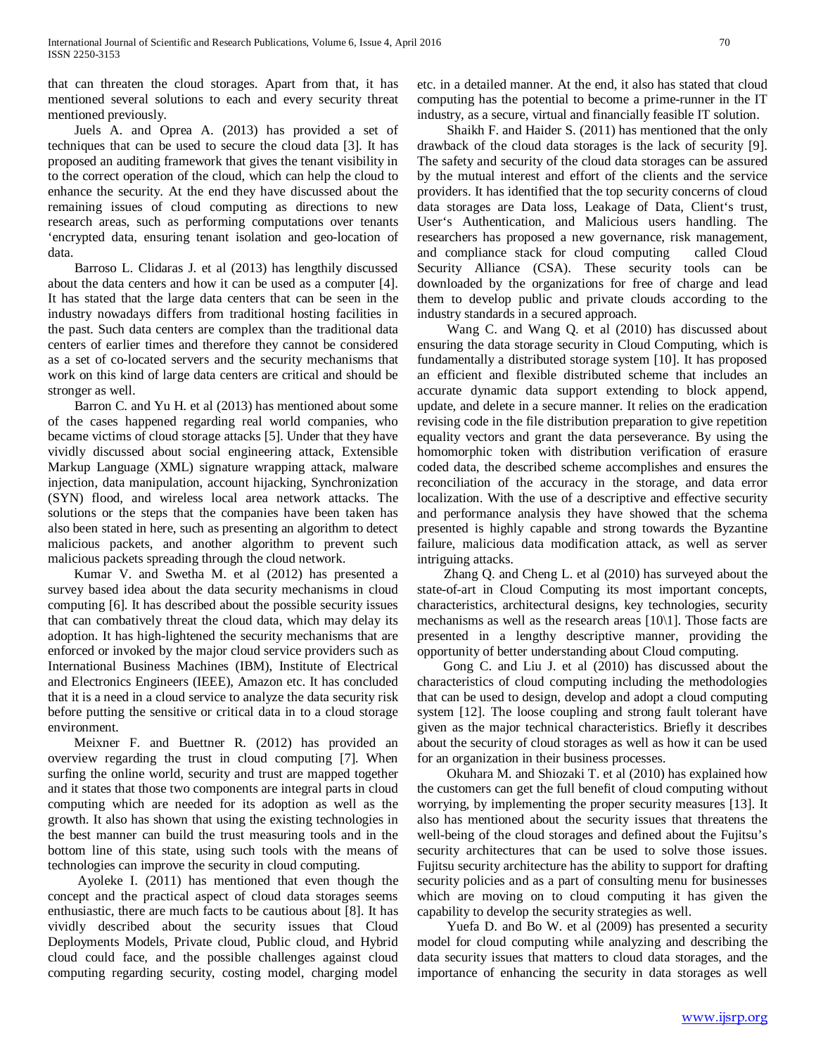that can threaten the cloud storages. Apart from that, it has mentioned several solutions to each and every security threat mentioned previously.

Juels A. and Oprea A. (2013) has provided a set of techniques that can be used to secure the cloud data [3]. It has proposed an auditing framework that gives the tenant visibility in to the correct operation of the cloud, which can help the cloud to enhance the security. At the end they have discussed about the remaining issues of cloud computing as directions to new research areas, such as performing computations over tenants 'encrypted data, ensuring tenant isolation and geo-location of data.

Barroso L. Clidaras J. et al (2013) has lengthily discussed about the data centers and how it can be used as a computer [4]. It has stated that the large data centers that can be seen in the industry nowadays differs from traditional hosting facilities in the past. Such data centers are complex than the traditional data centers of earlier times and therefore they cannot be considered as a set of co-located servers and the security mechanisms that work on this kind of large data centers are critical and should be stronger as well.

Barron C. and Yu H. et al (2013) has mentioned about some of the cases happened regarding real world companies, who became victims of cloud storage attacks [5]. Under that they have vividly discussed about social engineering attack, Extensible Markup Language (XML) signature wrapping attack, malware injection, data manipulation, account hijacking, Synchronization (SYN) flood, and wireless local area network attacks. The solutions or the steps that the companies have been taken has also been stated in here, such as presenting an algorithm to detect malicious packets, and another algorithm to prevent such malicious packets spreading through the cloud network.

Kumar V. and Swetha M. et al (2012) has presented a survey based idea about the data security mechanisms in cloud computing [6]. It has described about the possible security issues that can combatively threat the cloud data, which may delay its adoption. It has high-lightened the security mechanisms that are enforced or invoked by the major cloud service providers such as International Business Machines (IBM), Institute of Electrical and Electronics Engineers (IEEE), Amazon etc. It has concluded that it is a need in a cloud service to analyze the data security risk before putting the sensitive or critical data in to a cloud storage environment.

Meixner F. and Buettner R. (2012) has provided an overview regarding the trust in cloud computing [7]. When surfing the online world, security and trust are mapped together and it states that those two components are integral parts in cloud computing which are needed for its adoption as well as the growth. It also has shown that using the existing technologies in the best manner can build the trust measuring tools and in the bottom line of this state, using such tools with the means of technologies can improve the security in cloud computing.

Ayoleke I. (2011) has mentioned that even though the concept and the practical aspect of cloud data storages seems enthusiastic, there are much facts to be cautious about [8]. It has vividly described about the security issues that Cloud Deployments Models, Private cloud, Public cloud, and Hybrid cloud could face, and the possible challenges against cloud computing regarding security, costing model, charging model etc. in a detailed manner. At the end, it also has stated that cloud computing has the potential to become a prime-runner in the IT industry, as a secure, virtual and financially feasible IT solution.

Shaikh F. and Haider S. (2011) has mentioned that the only drawback of the cloud data storages is the lack of security [9]. The safety and security of the cloud data storages can be assured by the mutual interest and effort of the clients and the service providers. It has identified that the top security concerns of cloud data storages are Data loss, Leakage of Data, Client's trust, User's Authentication, and Malicious users handling. The researchers has proposed a new governance, risk management, and compliance stack for cloud computing called Cloud Security Alliance (CSA). These security tools can be downloaded by the organizations for free of charge and lead them to develop public and private clouds according to the industry standards in a secured approach.

Wang C. and Wang Q. et al (2010) has discussed about ensuring the data storage security in Cloud Computing, which is fundamentally a distributed storage system [10]. It has proposed an efficient and flexible distributed scheme that includes an accurate dynamic data support extending to block append, update, and delete in a secure manner. It relies on the eradication revising code in the file distribution preparation to give repetition equality vectors and grant the data perseverance. By using the homomorphic token with distribution verification of erasure coded data, the described scheme accomplishes and ensures the reconciliation of the accuracy in the storage, and data error localization. With the use of a descriptive and effective security and performance analysis they have showed that the schema presented is highly capable and strong towards the Byzantine failure, malicious data modification attack, as well as server intriguing attacks.

Zhang Q. and Cheng L. et al (2010) has surveyed about the state-of-art in Cloud Computing its most important concepts, characteristics, architectural designs, key technologies, security mechanisms as well as the research areas [10\1]. Those facts are presented in a lengthy descriptive manner, providing the opportunity of better understanding about Cloud computing.

Gong C. and Liu J. et al (2010) has discussed about the characteristics of cloud computing including the methodologies that can be used to design, develop and adopt a cloud computing system [12]. The loose coupling and strong fault tolerant have given as the major technical characteristics. Briefly it describes about the security of cloud storages as well as how it can be used for an organization in their business processes.

Okuhara M. and Shiozaki T. et al (2010) has explained how the customers can get the full benefit of cloud computing without worrying, by implementing the proper security measures [13]. It also has mentioned about the security issues that threatens the well-being of the cloud storages and defined about the Fujitsu's security architectures that can be used to solve those issues. Fujitsu security architecture has the ability to support for drafting security policies and as a part of consulting menu for businesses which are moving on to cloud computing it has given the capability to develop the security strategies as well.

Yuefa D. and Bo W. et al (2009) has presented a security model for cloud computing while analyzing and describing the data security issues that matters to cloud data storages, and the importance of enhancing the security in data storages as well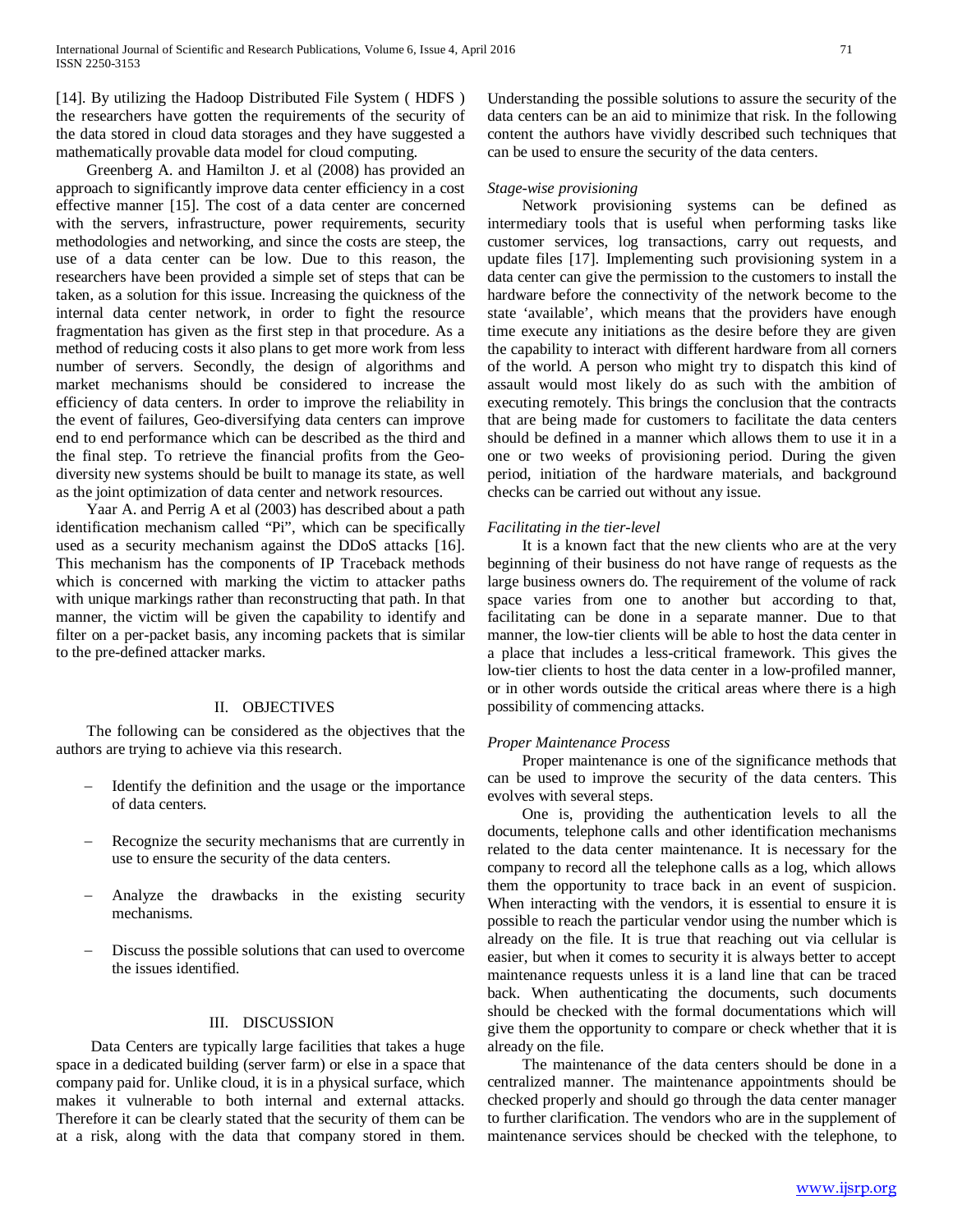[14]. By utilizing the Hadoop Distributed File System ( HDFS ) the researchers have gotten the requirements of the security of the data stored in cloud data storages and they have suggested a mathematically provable data model for cloud computing.

Greenberg A. and Hamilton J. et al (2008) has provided an approach to significantly improve data center efficiency in a cost effective manner [15]. The cost of a data center are concerned with the servers, infrastructure, power requirements, security methodologies and networking, and since the costs are steep, the use of a data center can be low. Due to this reason, the researchers have been provided a simple set of steps that can be taken, as a solution for this issue. Increasing the quickness of the internal data center network, in order to fight the resource fragmentation has given as the first step in that procedure. As a method of reducing costs it also plans to get more work from less number of servers. Secondly, the design of algorithms and market mechanisms should be considered to increase the efficiency of data centers. In order to improve the reliability in the event of failures, Geo-diversifying data centers can improve end to end performance which can be described as the third and the final step. To retrieve the financial profits from the Geo-diversity new systems should be built to manage its state, as well as the joint optimization of data center and network resources.

Yaar A. and Perrig A et al (2003) has described about a path identification mechanism called "Pi", which can be specifically used as a security mechanism against the DDoS attacks [16]. This mechanism has the components of IP Traceback methods which is concerned with marking the victim to attacker paths with unique markings rather than reconstructing that path. In that manner, the victim will be given the capability to identify and filter on a per-packet basis, any incoming packets that is similar to the pre-defined attacker marks.

## II. OBJECTIVES

The following can be considered as the objectives that the authors are trying to achieve via this research.

- Identify the definition and the usage or the importance of data centers.
- Recognize the security mechanisms that are currently in use to ensure the security of the data centers.
- Analyze the drawbacks in the existing security mechanisms.
- Discuss the possible solutions that can used to overcome the issues identified.

## III. DISCUSSION

Data Centers are typically large facilities that takes a huge space in a dedicated building (server farm) or else in a space that company paid for. Unlike cloud, it is in a physical surface, which makes it vulnerable to both internal and external attacks. Therefore it can be clearly stated that the security of them can be at a risk, along with the data that company stored in them. Understanding the possible solutions to assure the security of the data centers can be an aid to minimize that risk. In the following content the authors have vividly described such techniques that can be used to ensure the security of the data centers.

*Stage-wise provisioning*

Network provisioning systems can be defined as intermediary tools that is useful when performing tasks like customer services, log transactions, carry out requests, and update files [17]. Implementing such provisioning system in a data center can give the permission to the customers to install the hardware before the connectivity of the network become to the state 'available', which means that the providers have enough time execute any initiations as the desire before they are given the capability to interact with different hardware from all corners of the world. A person who might try to dispatch this kind of assault would most likely do as such with the ambition of executing remotely. This brings the conclusion that the contracts that are being made for customers to facilitate the data centers should be defined in a manner which allows them to use it in a one or two weeks of provisioning period. During the given period, initiation of the hardware materials, and background checks can be carried out without any issue.

*Facilitating in the tier-level*

It is a known fact that the new clients who are at the very beginning of their business do not have range of requests as the large business owners do. The requirement of the volume of rack space varies from one to another but according to that, facilitating can be done in a separate manner. Due to that manner, the low-tier clients will be able to host the data center in a place that includes a less-critical framework. This gives the low-tier clients to host the data center in a low-profiled manner, or in other words outside the critical areas where there is a high possibility of commencing attacks.

*Proper Maintenance Process*

Proper maintenance is one of the significance methods that can be used to improve the security of the data centers. This evolves with several steps.

One is, providing the authentication levels to all the documents, telephone calls and other identification mechanisms related to the data center maintenance. It is necessary for the company to record all the telephone calls as a log, which allows them the opportunity to trace back in an event of suspicion. When interacting with the vendors, it is essential to ensure it is possible to reach the particular vendor using the number which is already on the file. It is true that reaching out via cellular is easier, but when it comes to security it is always better to accept maintenance requests unless it is a land line that can be traced back. When authenticating the documents, such documents should be checked with the formal documentations which will give them the opportunity to compare or check whether that it is already on the file.

The maintenance of the data centers should be done in a centralized manner. The maintenance appointments should be checked properly and should go through the data center manager to further clarification. The vendors who are in the supplement of maintenance services should be checked with the telephone, to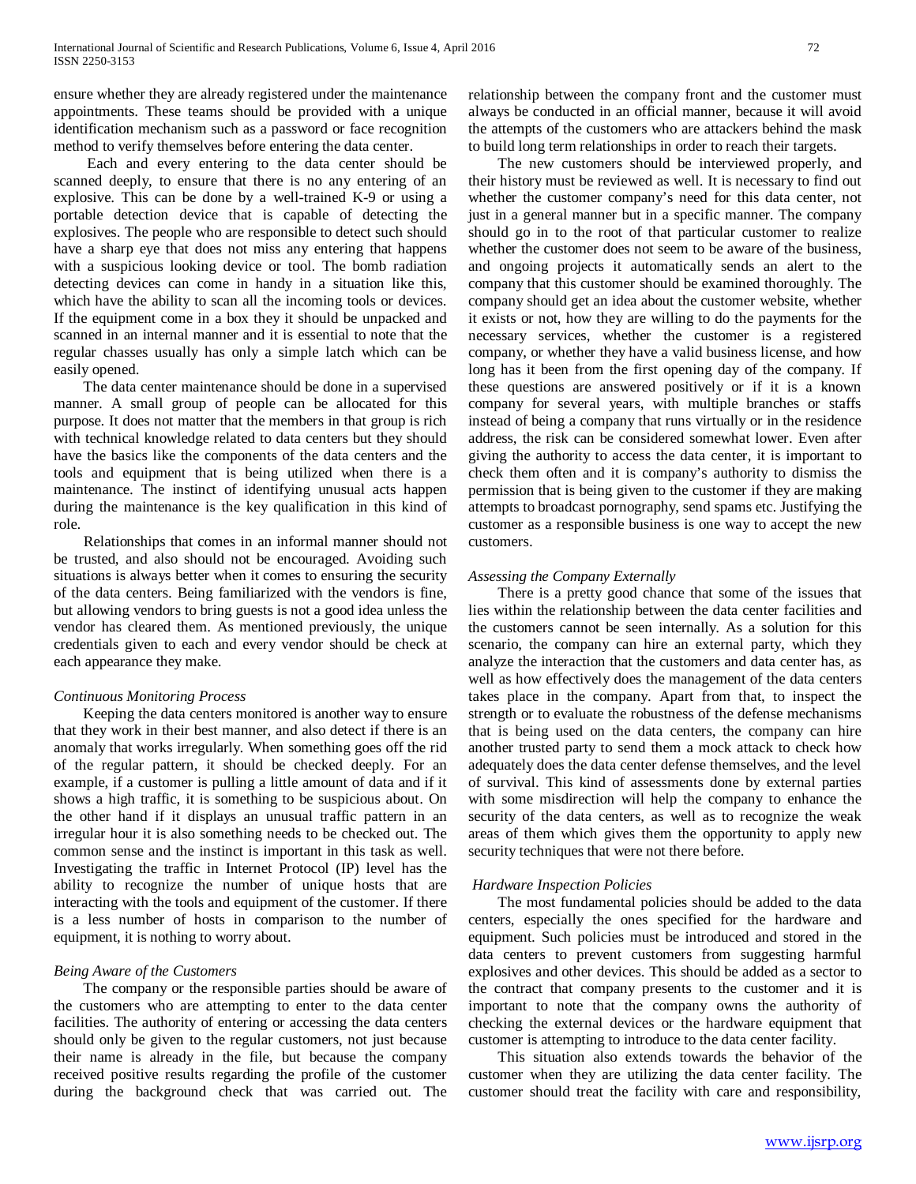ensure whether they are already registered under the maintenance appointments. These teams should be provided with a unique identification mechanism such as a password or face recognition method to verify themselves before entering the data center.

Each and every entering to the data center should be scanned deeply, to ensure that there is no any entering of an explosive. This can be done by a well-trained K-9 or using a portable detection device that is capable of detecting the explosives. The people who are responsible to detect such should have a sharp eye that does not miss any entering that happens with a suspicious looking device or tool. The bomb radiation detecting devices can come in handy in a situation like this, which have the ability to scan all the incoming tools or devices. If the equipment come in a box they it should be unpacked and scanned in an internal manner and it is essential to note that the regular chasses usually has only a simple latch which can be easily opened.

The data center maintenance should be done in a supervised manner. A small group of people can be allocated for this purpose. It does not matter that the members in that group is rich with technical knowledge related to data centers but they should have the basics like the components of the data centers and the tools and equipment that is being utilized when there is a maintenance. The instinct of identifying unusual acts happen during the maintenance is the key qualification in this kind of role.

Relationships that comes in an informal manner should not be trusted, and also should not be encouraged. Avoiding such situations is always better when it comes to ensuring the security of the data centers. Being familiarized with the vendors is fine, but allowing vendors to bring guests is not a good idea unless the vendor has cleared them. As mentioned previously, the unique credentials given to each and every vendor should be check at each appearance they make.

*Continuous Monitoring Process*

Keeping the data centers monitored is another way to ensure that they work in their best manner, and also detect if there is an anomaly that works irregularly. When something goes off the rid of the regular pattern, it should be checked deeply. For an example, if a customer is pulling a little amount of data and if it shows a high traffic, it is something to be suspicious about. On the other hand if it displays an unusual traffic pattern in an irregular hour it is also something needs to be checked out. The common sense and the instinct is important in this task as well. Investigating the traffic in Internet Protocol (IP) level has the ability to recognize the number of unique hosts that are interacting with the tools and equipment of the customer. If there is a less number of hosts in comparison to the number of equipment, it is nothing to worry about.

*Being Aware of the Customers*

The company or the responsible parties should be aware of the customers who are attempting to enter to the data center facilities. The authority of entering or accessing the data centers should only be given to the regular customers, not just because their name is already in the file, but because the company received positive results regarding the profile of the customer during the background check that was carried out. The relationship between the company front and the customer must always be conducted in an official manner, because it will avoid the attempts of the customers who are attackers behind the mask to build long term relationships in order to reach their targets.

The new customers should be interviewed properly, and their history must be reviewed as well. It is necessary to find out whether the customer company's need for this data center, not just in a general manner but in a specific manner. The company should go in to the root of that particular customer to realize whether the customer does not seem to be aware of the business, and ongoing projects it automatically sends an alert to the company that this customer should be examined thoroughly. The company should get an idea about the customer website, whether it exists or not, how they are willing to do the payments for the necessary services, whether the customer is a registered company, or whether they have a valid business license, and how long has it been from the first opening day of the company. If these questions are answered positively or if it is a known company for several years, with multiple branches or staffs instead of being a company that runs virtually or in the residence address, the risk can be considered somewhat lower. Even after giving the authority to access the data center, it is important to check them often and it is company's authority to dismiss the permission that is being given to the customer if they are making attempts to broadcast pornography, send spams etc. Justifying the customer as a responsible business is one way to accept the new customers.

*Assessing the Company Externally*

There is a pretty good chance that some of the issues that lies within the relationship between the data center facilities and the customers cannot be seen internally. As a solution for this scenario, the company can hire an external party, which they analyze the interaction that the customers and data center has, as well as how effectively does the management of the data centers takes place in the company. Apart from that, to inspect the strength or to evaluate the robustness of the defense mechanisms that is being used on the data centers, the company can hire another trusted party to send them a mock attack to check how adequately does the data center defense themselves, and the level of survival. This kind of assessments done by external parties with some misdirection will help the company to enhance the security of the data centers, as well as to recognize the weak areas of them which gives them the opportunity to apply new security techniques that were not there before.

*Hardware Inspection Policies*

The most fundamental policies should be added to the data centers, especially the ones specified for the hardware and equipment. Such policies must be introduced and stored in the data centers to prevent customers from suggesting harmful explosives and other devices. This should be added as a sector to the contract that company presents to the customer and it is important to note that the company owns the authority of checking the external devices or the hardware equipment that customer is attempting to introduce to the data center facility.

This situation also extends towards the behavior of the customer when they are utilizing the data center facility. The customer should treat the facility with care and responsibility,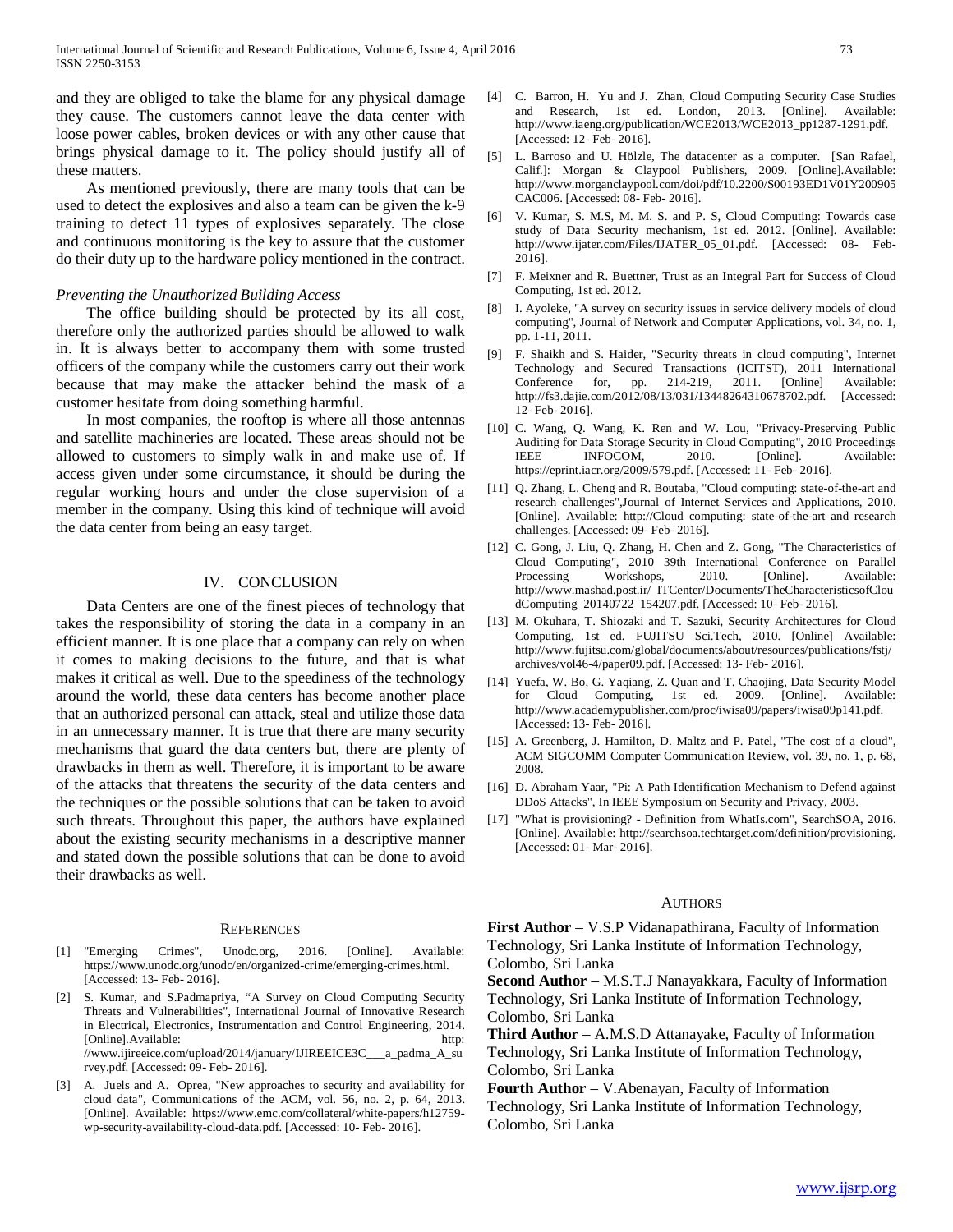and they are obliged to take the blame for any physical damage they cause. The customers cannot leave the data center with loose power cables, broken devices or with any other cause that brings physical damage to it. The policy should justify all of these matters.

As mentioned previously, there are many tools that can be used to detect the explosives and also a team can be given the k-9 training to detect 11 types of explosives separately. The close and continuous monitoring is the key to assure that the customer do their duty up to the hardware policy mentioned in the contract.

*Preventing the Unauthorized Building Access*

The office building should be protected by its all cost, therefore only the authorized parties should be allowed to walk in. It is always better to accompany them with some trusted officers of the company while the customers carry out their work because that may make the attacker behind the mask of a customer hesitate from doing something harmful.

In most companies, the rooftop is where all those antennas and satellite machineries are located. These areas should not be allowed to customers to simply walk in and make use of. If access given under some circumstance, it should be during the regular working hours and under the close supervision of a member in the company. Using this kind of technique will avoid the data center from being an easy target.

## IV. Conclusion

Data Centers are one of the finest pieces of technology that takes the responsibility of storing the data in a company in an efficient manner. It is one place that a company can rely on when it comes to making decisions to the future, and that is what makes it critical as well. Due to the speediness of the technology around the world, these data centers has become another place that an authorized personal can attack, steal and utilize those data in an unnecessary manner. It is true that there are many security mechanisms that guard the data centers but, there are plenty of drawbacks in them as well. Therefore, it is important to be aware of the attacks that threatens the security of the data centers and the techniques or the possible solutions that can be taken to avoid such threats. Throughout this paper, the authors have explained about the existing security mechanisms in a descriptive manner and stated down the possible solutions that can be done to avoid their drawbacks as well.

## References

[1] "Emerging Crimes", Unodc.org, 2016. [Online]. Available: https://www.unodc.org/unodc/en/organized-crime/emerging-crimes.html. [Accessed: 13- Feb- 2016].

[2] S. Kumar, and S.Padmapriya, "A Survey on Cloud Computing Security Threats and Vulnerabilities", International Journal of Innovative Research in Electrical, Electronics, Instrumentation and Control Engineering, 2014. [Online].Available: http://www.ijireeice.com/upload/2014/january/IJIREEICE3C___a_padma_A_survey.pdf. [Accessed: 09- Feb- 2016].

[3] A. Juels and A. Oprea, "New approaches to security and availability for cloud data", Communications of the ACM, vol. 56, no. 2, p. 64, 2013. [Online]. Available: https://www.emc.com/collateral/white-papers/h12759-wp-security-availability-cloud-data.pdf. [Accessed: 10- Feb- 2016].

[4] C. Barron, H. Yu and J. Zhan, Cloud Computing Security Case Studies and Research, 1st ed. London, 2013. [Online]. Available: http://www.iaeng.org/publication/WCE2013/WCE2013_pp1287-1291.pdf. [Accessed: 12- Feb- 2016].

[5] L. Barroso and U. Hölzle, The datacenter as a computer. [San Rafael, Calif.]: Morgan & Claypool Publishers, 2009. [Online].Available: http://www.morganclaypool.com/doi/pdf/10.2200/S00193ED1V01Y200905CAC006. [Accessed: 08- Feb- 2016].

[6] V. Kumar, S. M.S, M. M. S. and P. S, Cloud Computing: Towards case study of Data Security mechanism, 1st ed. 2012. [Online]. Available: http://www.ijater.com/Files/IJATER_05_01.pdf. [Accessed: 08- Feb-2016].

[7] F. Meixner and R. Buettner, Trust as an Integral Part for Success of Cloud Computing, 1st ed. 2012.

[8] I. Ayoleke, "A survey on security issues in service delivery models of cloud computing", Journal of Network and Computer Applications, vol. 34, no. 1, pp. 1-11, 2011.

[9] F. Shaikh and S. Haider, "Security threats in cloud computing", Internet Technology and Secured Transactions (ICITST), 2011 International Conference for, pp. 214-219, 2011. [Online] Available: http://fs3.dajie.com/2012/08/13/031/13448264310678702.pdf. [Accessed: 12- Feb- 2016].

[10] C. Wang, Q. Wang, K. Ren and W. Lou, "Privacy-Preserving Public Auditing for Data Storage Security in Cloud Computing", 2010 Proceedings IEEE INFOCOM, 2010. [Online]. Available: https://eprint.iacr.org/2009/579.pdf. [Accessed: 11- Feb- 2016].

[11] Q. Zhang, L. Cheng and R. Boutaba, "Cloud computing: state-of-the-art and research challenges",Journal of Internet Services and Applications, 2010. [Online]. Available: http://Cloud computing: state-of-the-art and research challenges. [Accessed: 09- Feb- 2016].

[12] C. Gong, J. Liu, Q. Zhang, H. Chen and Z. Gong, "The Characteristics of Cloud Computing", 2010 39th International Conference on Parallel Processing Workshops, 2010. [Online]. Available: http://www.mashad.post.ir/_ITCenter/Documents/TheCharacteristicsofCloudComputing_20140722_154207.pdf. [Accessed: 10- Feb- 2016].

[13] M. Okuhara, T. Shiozaki and T. Sazuki, Security Architectures for Cloud Computing, 1st ed. FUJITSU Sci.Tech, 2010. [Online] Available: http://www.fujitsu.com/global/documents/about/resources/publications/fstj/archives/vol46-4/paper09.pdf. [Accessed: 13- Feb- 2016].

[14] Yuefa, W. Bo, G. Yaqiang, Z. Quan and T. Chaojing, Data Security Model for Cloud Computing, 1st ed. 2009. [Online]. Available: http://www.academypublisher.com/proc/iwisa09/papers/iwisa09p141.pdf. [Accessed: 13- Feb- 2016].

[15] A. Greenberg, J. Hamilton, D. Maltz and P. Patel, "The cost of a cloud", ACM SIGCOMM Computer Communication Review, vol. 39, no. 1, p. 68, 2008.

[16] D. Abraham Yaar, "Pi: A Path Identification Mechanism to Defend against DDoS Attacks", In IEEE Symposium on Security and Privacy, 2003.

[17] "What is provisioning? - Definition from WhatIs.com", SearchSOA, 2016. [Online]. Available: http://searchsoa.techtarget.com/definition/provisioning. [Accessed: 01- Mar- 2016].

## Authors

**First Author** – V.S.P Vidanapathirana, Faculty of Information Technology, Sri Lanka Institute of Information Technology, Colombo, Sri Lanka

**Second Author** – M.S.T.J Nanayakkara, Faculty of Information Technology, Sri Lanka Institute of Information Technology, Colombo, Sri Lanka

**Third Author** – A.M.S.D Attanayake, Faculty of Information Technology, Sri Lanka Institute of Information Technology, Colombo, Sri Lanka

**Fourth Author** – V.Abenayan, Faculty of Information Technology, Sri Lanka Institute of Information Technology, Colombo, Sri Lanka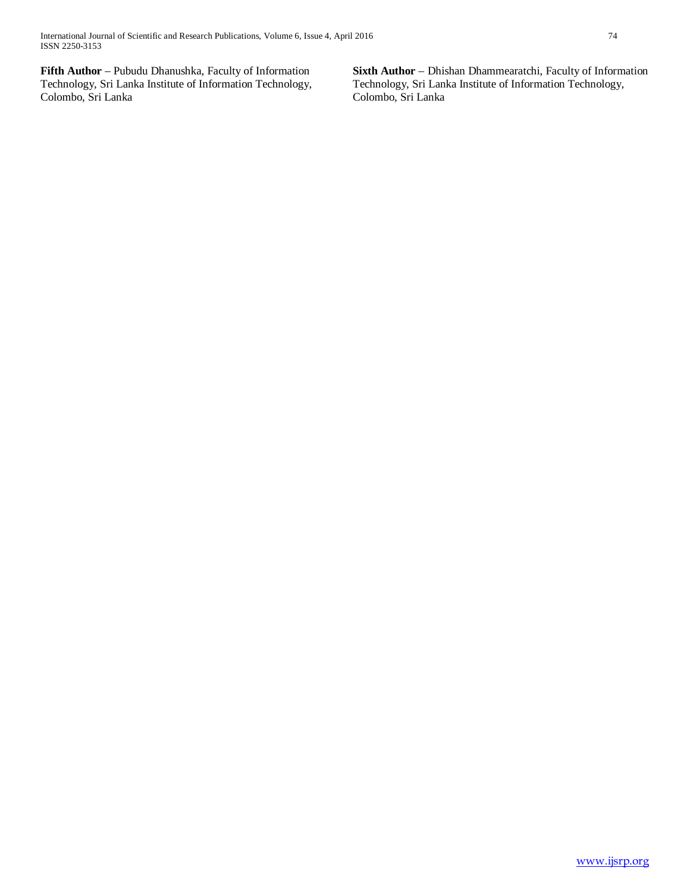**Fifth Author** – Pubudu Dhanushka, Faculty of Information Technology, Sri Lanka Institute of Information Technology, Colombo, Sri Lanka

**Sixth Author** – Dhishan Dhammearatchi, Faculty of Information Technology, Sri Lanka Institute of Information Technology, Colombo, Sri Lanka